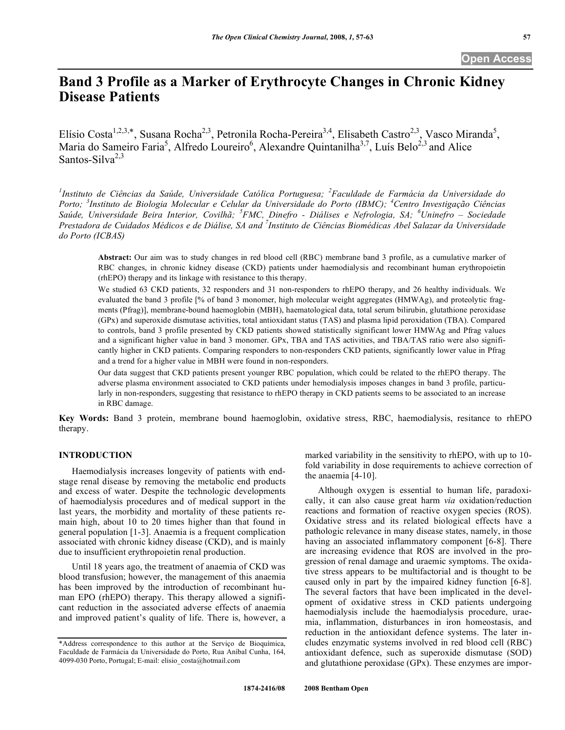Open Access

# Band 3 Profile as a Marker of Erythrocyte Changes in Chronic Kidney Disease Patients

Elísio Costa[1,2,3,*], Susana Rocha[2,3], Petronila Rocha-Pereira[3,4], Elisabeth Castro[2,3], Vasco Miranda[5], Maria do Sameiro Faria[5], Alfredo Loureiro[6], Alexandre Quintanilha[3,7], Luís Belo[2,3] and Alice Santos-Silva[2,3]

*[1]Instituto de Ciências da Saúde, Universidade Católica Portuguesa; [2]Faculdade de Farmácia da Universidade do Porto; [3]Instituto de Biologia Molecular e Celular da Universidade do Porto (IBMC); [4]Centro Investigação Ciências Saúde, Universidade Beira Interior, Covilhã; [5]FMC, Dinefro - Diálises e Nefrologia, SA; [6]Uninefro – Sociedade Prestadora de Cuidados Médicos e de Diálise, SA and [7]Instituto de Ciências Biomédicas Abel Salazar da Universidade do Porto (ICBAS)*

**Abstract:** Our aim was to study changes in red blood cell (RBC) membrane band 3 profile, as a cumulative marker of RBC changes, in chronic kidney disease (CKD) patients under haemodialysis and recombinant human erythropoietin (rhEPO) therapy and its linkage with resistance to this therapy.

We studied 63 CKD patients, 32 responders and 31 non-responders to rhEPO therapy, and 26 healthy individuals. We evaluated the band 3 profile [% of band 3 monomer, high molecular weight aggregates (HMWAg), and proteolytic fragments (Pfrag)], membrane-bound haemoglobin (MBH), haematological data, total serum bilirubin, glutathione peroxidase (GPx) and superoxide dismutase activities, total antioxidant status (TAS) and plasma lipid peroxidation (TBA). Compared to controls, band 3 profile presented by CKD patients showed statistically significant lower HMWAg and Pfrag values and a significant higher value in band 3 monomer. GPx, TBA and TAS activities, and TBA/TAS ratio were also significantly higher in CKD patients. Comparing responders to non-responders CKD patients, significantly lower value in Pfrag and a trend for a higher value in MBH were found in non-responders.

Our data suggest that CKD patients present younger RBC population, which could be related to the rhEPO therapy. The adverse plasma environment associated to CKD patients under hemodialysis imposes changes in band 3 profile, particularly in non-responders, suggesting that resistance to rhEPO therapy in CKD patients seems to be associated to an increase in RBC damage.

**Key Words:** Band 3 protein, membrane bound haemoglobin, oxidative stress, RBC, haemodialysis, resitance to rhEPO therapy.

## INTRODUCTION

Haemodialysis increases longevity of patients with end-stage renal disease by removing the metabolic end products and excess of water. Despite the technologic developments of haemodialysis procedures and of medical support in the last years, the morbidity and mortality of these patients remain high, about 10 to 20 times higher than that found in general population [1-3]. Anaemia is a frequent complication associated with chronic kidney disease (CKD), and is mainly due to insufficient erythropoietin renal production.

Until 18 years ago, the treatment of anaemia of CKD was blood transfusion; however, the management of this anaemia has been improved by the introduction of recombinant human EPO (rhEPO) therapy. This therapy allowed a significant reduction in the associated adverse effects of anaemia and improved patient's quality of life. There is, however, a marked variability in the sensitivity to rhEPO, with up to 10-fold variability in dose requirements to achieve correction of the anaemia [4-10].

Although oxygen is essential to human life, paradoxically, it can also cause great harm *via* oxidation/reduction reactions and formation of reactive oxygen species (ROS). Oxidative stress and its related biological effects have a pathologic relevance in many disease states, namely, in those having an associated inflammatory component [6-8]. There are increasing evidence that ROS are involved in the progression of renal damage and uraemic symptoms. The oxidative stress appears to be multifactorial and is thought to be caused only in part by the impaired kidney function [6-8]. The several factors that have been implicated in the development of oxidative stress in CKD patients undergoing haemodialysis include the haemodialysis procedure, uraemia, inflammation, disturbances in iron homeostasis, and reduction in the antioxidant defence systems. The later includes enzymatic systems involved in red blood cell (RBC) antioxidant defence, such as superoxide dismutase (SOD) and glutathione peroxidase (GPx). These enzymes are impor-

*Address correspondence to this author at the Serviço de Bioquímica, Faculdade de Farmácia da Universidade do Porto, Rua Aníbal Cunha, 164, 4099-030 Porto, Portugal; E-mail: elisio_costa@hotmail.com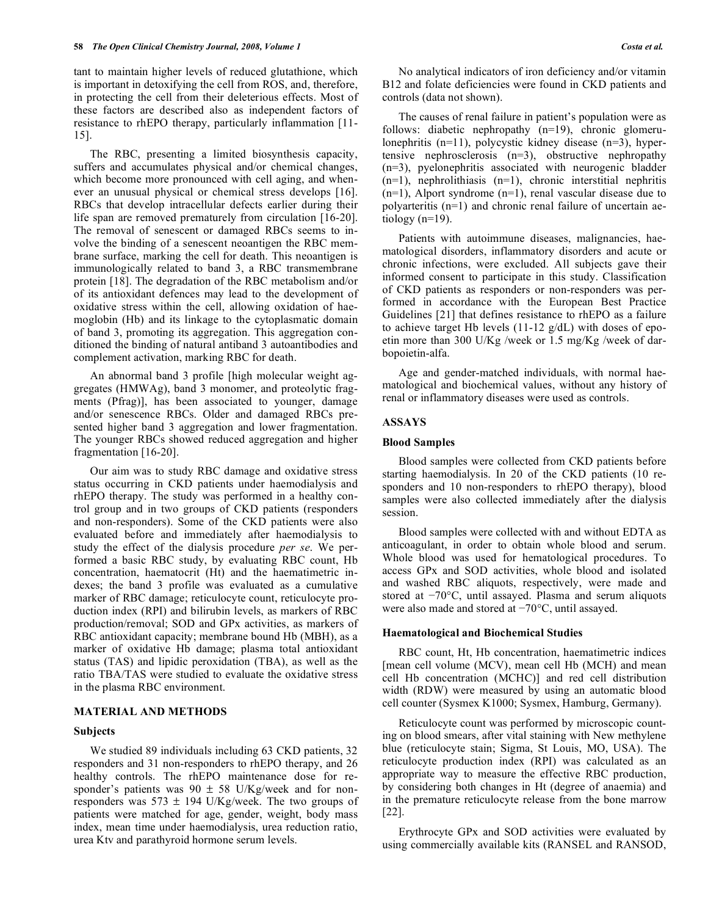tant to maintain higher levels of reduced glutathione, which is important in detoxifying the cell from ROS, and, therefore, in protecting the cell from their deleterious effects. Most of these factors are described also as independent factors of resistance to rhEPO therapy, particularly inflammation [11-15].

The RBC, presenting a limited biosynthesis capacity, suffers and accumulates physical and/or chemical changes, which become more pronounced with cell aging, and whenever an unusual physical or chemical stress develops [16]. RBCs that develop intracellular defects earlier during their life span are removed prematurely from circulation [16-20]. The removal of senescent or damaged RBCs seems to involve the binding of a senescent neoantigen the RBC membrane surface, marking the cell for death. This neoantigen is immunologically related to band 3, a RBC transmembrane protein [18]. The degradation of the RBC metabolism and/or of its antioxidant defences may lead to the development of oxidative stress within the cell, allowing oxidation of haemoglobin (Hb) and its linkage to the cytoplasmatic domain of band 3, promoting its aggregation. This aggregation conditioned the binding of natural antiband 3 autoantibodies and complement activation, marking RBC for death.

An abnormal band 3 profile [high molecular weight aggregates (HMWAg), band 3 monomer, and proteolytic fragments (Pfrag)], has been associated to younger, damage and/or senescence RBCs. Older and damaged RBCs presented higher band 3 aggregation and lower fragmentation. The younger RBCs showed reduced aggregation and higher fragmentation [16-20].

Our aim was to study RBC damage and oxidative stress status occurring in CKD patients under haemodialysis and rhEPO therapy. The study was performed in a healthy control group and in two groups of CKD patients (responders and non-responders). Some of the CKD patients were also evaluated before and immediately after haemodialysis to study the effect of the dialysis procedure *per se*. We performed a basic RBC study, by evaluating RBC count, Hb concentration, haematocrit (Ht) and the haematimetric indexes; the band 3 profile was evaluated as a cumulative marker of RBC damage; reticulocyte count, reticulocyte production index (RPI) and bilirubin levels, as markers of RBC production/removal; SOD and GPx activities, as markers of RBC antioxidant capacity; membrane bound Hb (MBH), as a marker of oxidative Hb damage; plasma total antioxidant status (TAS) and lipidic peroxidation (TBA), as well as the ratio TBA/TAS were studied to evaluate the oxidative stress in the plasma RBC environment.

## MATERIAL AND METHODS

### Subjects

We studied 89 individuals including 63 CKD patients, 32 responders and 31 non-responders to rhEPO therapy, and 26 healthy controls. The rhEPO maintenance dose for responder's patients was 90 ± 58 U/Kg/week and for non-responders was 573 ± 194 U/Kg/week. The two groups of patients were matched for age, gender, weight, body mass index, mean time under haemodialysis, urea reduction ratio, urea Ktv and parathyroid hormone serum levels.

No analytical indicators of iron deficiency and/or vitamin B12 and folate deficiencies were found in CKD patients and controls (data not shown).

The causes of renal failure in patient's population were as follows: diabetic nephropathy (n=19), chronic glomerulonephritis (n=11), polycystic kidney disease (n=3), hypertensive nephrosclerosis (n=3), obstructive nephropathy (n=3), pyelonephritis associated with neurogenic bladder (n=1), nephrolithiasis (n=1), chronic interstitial nephritis (n=1), Alport syndrome (n=1), renal vascular disease due to polyarteritis (n=1) and chronic renal failure of uncertain aetiology (n=19).

Patients with autoimmune diseases, malignancies, haematological disorders, inflammatory disorders and acute or chronic infections, were excluded. All subjects gave their informed consent to participate in this study. Classification of CKD patients as responders or non-responders was performed in accordance with the European Best Practice Guidelines [21] that defines resistance to rhEPO as a failure to achieve target Hb levels (11-12 g/dL) with doses of epoetin more than 300 U/Kg /week or 1.5 mg/Kg /week of darbopoietin-alfa.

Age and gender-matched individuals, with normal haematological and biochemical values, without any history of renal or inflammatory diseases were used as controls.

## ASSAYS

### Blood Samples

Blood samples were collected from CKD patients before starting haemodialysis. In 20 of the CKD patients (10 responders and 10 non-responders to rhEPO therapy), blood samples were also collected immediately after the dialysis session.

Blood samples were collected with and without EDTA as anticoagulant, in order to obtain whole blood and serum. Whole blood was used for hematological procedures. To access GPx and SOD activities, whole blood and isolated and washed RBC aliquots, respectively, were made and stored at −70°C, until assayed. Plasma and serum aliquots were also made and stored at −70°C, until assayed.

### Haematological and Biochemical Studies

RBC count, Ht, Hb concentration, haematimetric indices [mean cell volume (MCV), mean cell Hb (MCH) and mean cell Hb concentration (MCHC)] and red cell distribution width (RDW) were measured by using an automatic blood cell counter (Sysmex K1000; Sysmex, Hamburg, Germany).

Reticulocyte count was performed by microscopic counting on blood smears, after vital staining with New methylene blue (reticulocyte stain; Sigma, St Louis, MO, USA). The reticulocyte production index (RPI) was calculated as an appropriate way to measure the effective RBC production, by considering both changes in Ht (degree of anaemia) and in the premature reticulocyte release from the bone marrow [22].

Erythrocyte GPx and SOD activities were evaluated by using commercially available kits (RANSEL and RANSOD,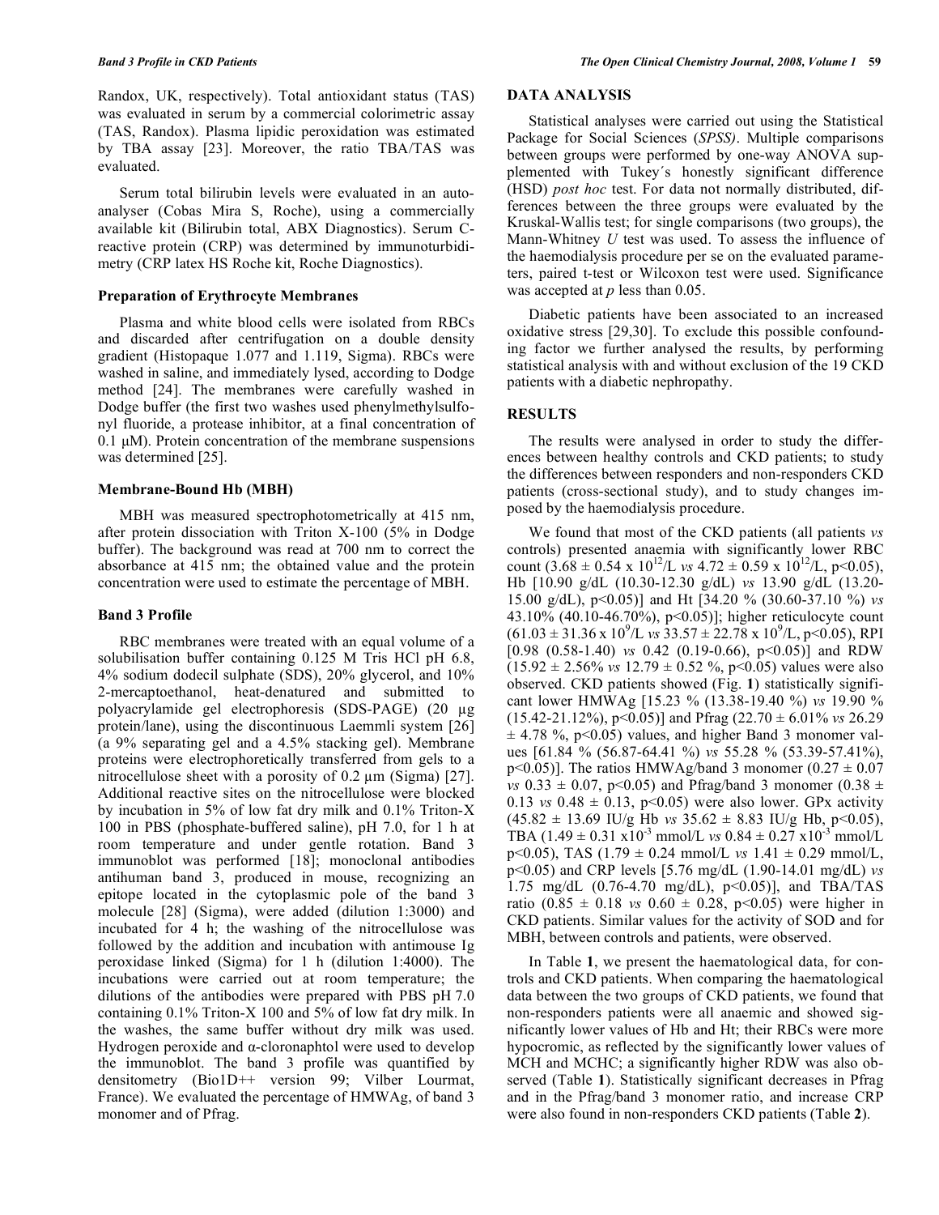Randox, UK, respectively). Total antioxidant status (TAS) was evaluated in serum by a commercial colorimetric assay (TAS, Randox). Plasma lipidic peroxidation was estimated by TBA assay [23]. Moreover, the ratio TBA/TAS was evaluated.

Serum total bilirubin levels were evaluated in an auto-analyser (Cobas Mira S, Roche), using a commercially available kit (Bilirubin total, ABX Diagnostics). Serum C-reactive protein (CRP) was determined by immunoturbidimetry (CRP latex HS Roche kit, Roche Diagnostics).

### Preparation of Erythrocyte Membranes

Plasma and white blood cells were isolated from RBCs and discarded after centrifugation on a double density gradient (Histopaque 1.077 and 1.119, Sigma). RBCs were washed in saline, and immediately lysed, according to Dodge method [24]. The membranes were carefully washed in Dodge buffer (the first two washes used phenylmethylsulfonyl fluoride, a protease inhibitor, at a final concentration of 0.1 μM). Protein concentration of the membrane suspensions was determined [25].

### Membrane-Bound Hb (MBH)

MBH was measured spectrophotometrically at 415 nm, after protein dissociation with Triton X-100 (5% in Dodge buffer). The background was read at 700 nm to correct the absorbance at 415 nm; the obtained value and the protein concentration were used to estimate the percentage of MBH.

### Band 3 Profile

RBC membranes were treated with an equal volume of a solubilisation buffer containing 0.125 M Tris HCl pH 6.8, 4% sodium dodecil sulphate (SDS), 20% glycerol, and 10% 2-mercaptoethanol, heat-denatured and submitted to polyacrylamide gel electrophoresis (SDS-PAGE) (20 μg protein/lane), using the discontinuous Laemmli system [26] (a 9% separating gel and a 4.5% stacking gel). Membrane proteins were electrophoretically transferred from gels to a nitrocellulose sheet with a porosity of 0.2 μm (Sigma) [27]. Additional reactive sites on the nitrocellulose were blocked by incubation in 5% of low fat dry milk and 0.1% Triton-X 100 in PBS (phosphate-buffered saline), pH 7.0, for 1 h at room temperature and under gentle rotation. Band 3 immunoblot was performed [18]; monoclonal antibodies antihuman band 3, produced in mouse, recognizing an epitope located in the cytoplasmic pole of the band 3 molecule [28] (Sigma), were added (dilution 1:3000) and incubated for 4 h; the washing of the nitrocellulose was followed by the addition and incubation with antimouse Ig peroxidase linked (Sigma) for 1 h (dilution 1:4000). The incubations were carried out at room temperature; the dilutions of the antibodies were prepared with PBS pH 7.0 containing 0.1% Triton-X 100 and 5% of low fat dry milk. In the washes, the same buffer without dry milk was used. Hydrogen peroxide and α-cloronaphtol were used to develop the immunoblot. The band 3 profile was quantified by densitometry (Bio1D++ version 99; Vilber Lourmat, France). We evaluated the percentage of HMWAg, of band 3 monomer and of Pfrag.

## DATA ANALYSIS

Statistical analyses were carried out using the Statistical Package for Social Sciences (*SPSS)*. Multiple comparisons between groups were performed by one-way ANOVA supplemented with Tukey´s honestly significant difference (HSD) *post hoc* test. For data not normally distributed, differences between the three groups were evaluated by the Kruskal-Wallis test; for single comparisons (two groups), the Mann-Whitney *U* test was used. To assess the influence of the haemodialysis procedure per se on the evaluated parameters, paired t-test or Wilcoxon test were used. Significance was accepted at *p* less than 0.05.

Diabetic patients have been associated to an increased oxidative stress [29,30]. To exclude this possible confounding factor we further analysed the results, by performing statistical analysis with and without exclusion of the 19 CKD patients with a diabetic nephropathy.

## RESULTS

The results were analysed in order to study the differences between healthy controls and CKD patients; to study the differences between responders and non-responders CKD patients (cross-sectional study), and to study changes imposed by the haemodialysis procedure.

We found that most of the CKD patients (all patients *vs* controls) presented anaemia with significantly lower RBC count ($3.68 \pm 0.54 \times 10^{12}$/L *vs* $4.72 \pm 0.59 \times 10^{12}$/L, $p<0.05$), Hb [10.90 g/dL (10.30-12.30 g/dL) *vs* 13.90 g/dL (13.20-15.00 g/dL), $p<0.05$)] and Ht [34.20 % (30.60-37.10 %) *vs* 43.10% (40.10-46.70%), $p<0.05$)]; higher reticulocyte count ($61.03 \pm 31.36 \times 10^{9}$/L *vs* $33.57 \pm 22.78 \times 10^{9}$/L, $p<0.05$), RPI [0.98 (0.58-1.40) *vs* 0.42 (0.19-0.66), $p<0.05$)] and RDW ($15.92 \pm 2.56$% *vs* $12.79 \pm 0.52$ %, $p<0.05$) values were also observed. CKD patients showed (Fig. **1**) statistically significant lower HMWAg [15.23 % (13.38-19.40 %) *vs* 19.90 % (15.42-21.12%), $p<0.05$)] and Pfrag ($22.70 \pm 6.01$% *vs* $26.29 \pm 4.78$ %, $p<0.05$) values, and higher Band 3 monomer values [61.84 % (56.87-64.41 %) *vs* 55.28 % (53.39-57.41%), $p<0.05$)]. The ratios HMWAg/band 3 monomer ($0.27 \pm 0.07$ *vs* $0.33 \pm 0.07$, $p<0.05$) and Pfrag/band 3 monomer ($0.38 \pm 0.13$ *vs* $0.48 \pm 0.13$, $p<0.05$) were also lower. GPx activity ($45.82 \pm 13.69$ IU/g Hb *vs* $35.62 \pm 8.83$ IU/g Hb, $p<0.05$), TBA ($1.49 \pm 0.31 \times 10^{-3}$ mmol/L *vs* $0.84 \pm 0.27 \times 10^{-3}$ mmol/L $p<0.05$), TAS ($1.79 \pm 0.24$ mmol/L *vs* $1.41 \pm 0.29$ mmol/L, $p<0.05$) and CRP levels [5.76 mg/dL (1.90-14.01 mg/dL) *vs* 1.75 mg/dL (0.76-4.70 mg/dL), $p<0.05$)], and TBA/TAS ratio ($0.85 \pm 0.18$ *vs* $0.60 \pm 0.28$, $p<0.05$) were higher in CKD patients. Similar values for the activity of SOD and for MBH, between controls and patients, were observed.

In Table **1**, we present the haematological data, for controls and CKD patients. When comparing the haematological data between the two groups of CKD patients, we found that non-responders patients were all anaemic and showed significantly lower values of Hb and Ht; their RBCs were more hypocromic, as reflected by the significantly lower values of MCH and MCHC; a significantly higher RDW was also observed (Table **1**). Statistically significant decreases in Pfrag and in the Pfrag/band 3 monomer ratio, and increase CRP were also found in non-responders CKD patients (Table **2**).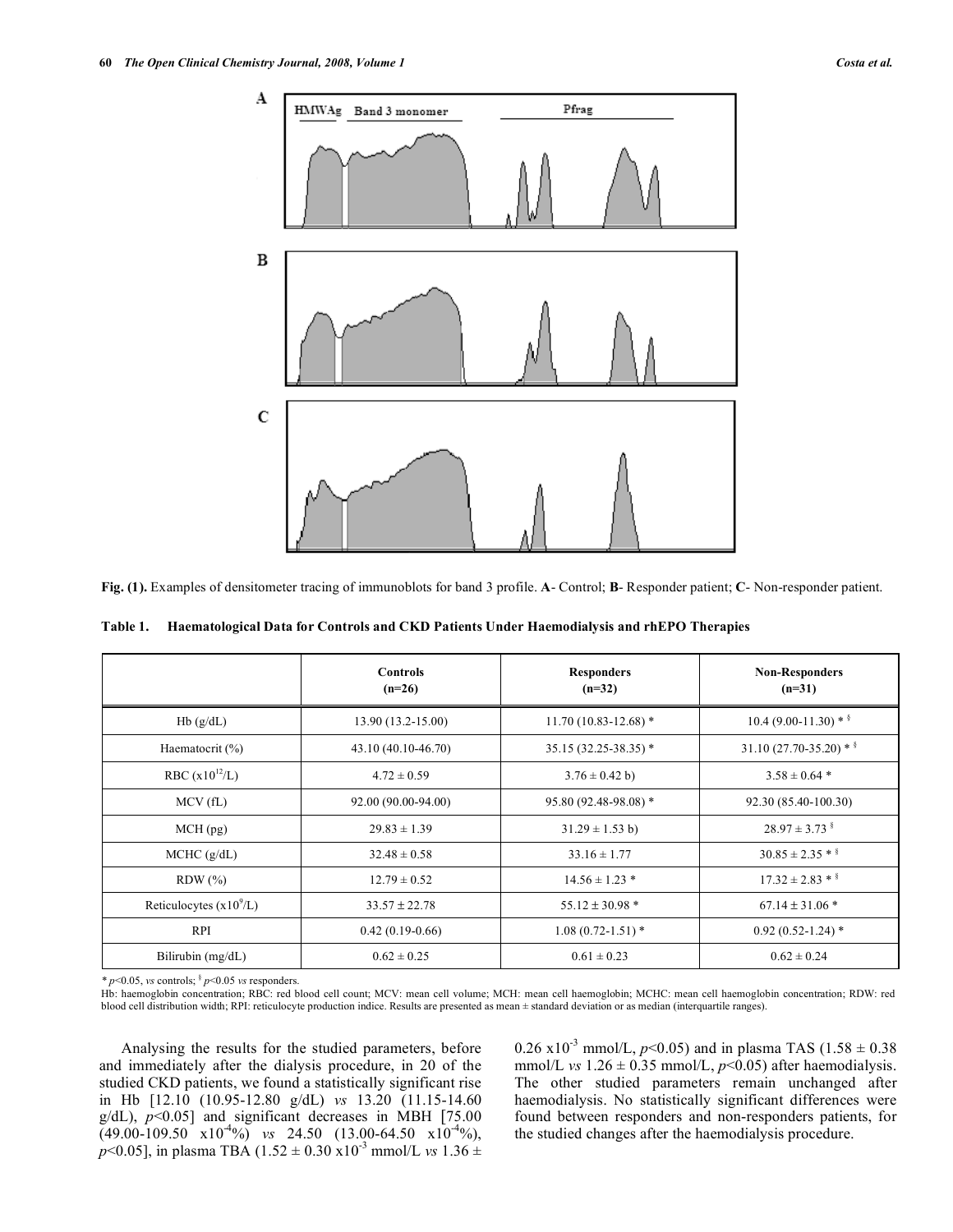**Fig. (1).** Examples of densitometer tracing of immunoblots for band 3 profile. **A**- Control; **B**- Responder patient; **C**- Non-responder patient.

**Table 1. Haematological Data for Controls and CKD Patients Under Haemodialysis and rhEPO Therapies**

| | Controls (n=26) | Responders (n=32) | Non-Responders (n=31) |
|---|---|---|---|
| Hb (g/dL) | 13.90 (13.2-15.00) | 11.70 (10.83-12.68) * | 10.4 (9.00-11.30) * § |
| Haematocrit (%) | 43.10 (40.10-46.70) | 35.15 (32.25-38.35) * | 31.10 (27.70-35.20) * § |
| RBC ($x10^{12}$/L) | 4.72 ± 0.59 | 3.76 ± 0.42 b) | 3.58 ± 0.64 * |
| MCV (fL) | 92.00 (90.00-94.00) | 95.80 (92.48-98.08) * | 92.30 (85.40-100.30) |
| MCH (pg) | 29.83 ± 1.39 | 31.29 ± 1.53 b) | 28.97 ± 3.73 § |
| MCHC (g/dL) | 32.48 ± 0.58 | 33.16 ± 1.77 | 30.85 ± 2.35 * § |
| RDW (%) | 12.79 ± 0.52 | 14.56 ± 1.23 * | 17.32 ± 2.83 * § |
| Reticulocytes ($x10^9$/L) | 33.57 ± 22.78 | 55.12 ± 30.98 * | 67.14 ± 31.06 * |
| RPI | 0.42 (0.19-0.66) | 1.08 (0.72-1.51) * | 0.92 (0.52-1.24) * |
| Bilirubin (mg/dL) | 0.62 ± 0.25 | 0.61 ± 0.23 | 0.62 ± 0.24 |

* $p<0.05$, *vs* controls; § $p<0.05$ *vs* responders.
Hb: haemoglobin concentration; RBC: red blood cell count; MCV: mean cell volume; MCH: mean cell haemoglobin; MCHC: mean cell haemoglobin concentration; RDW: red blood cell distribution width; RPI: reticulocyte production indice. Results are presented as mean ± standard deviation or as median (interquartile ranges).

Analysing the results for the studied parameters, before and immediately after the dialysis procedure, in 20 of the studied CKD patients, we found a statistically significant rise in Hb [12.10 (10.95-12.80 g/dL) *vs* 13.20 (11.15-14.60 g/dL), $p<0.05$] and significant decreases in MBH [75.00 (49.00-109.50 $x10^{-4}$%) *vs* 24.50 (13.00-64.50 $x10^{-4}$%), $p<0.05$], in plasma TBA (1.52 ± 0.30 $x10^{-3}$ mmol/L *vs* 1.36 ± 0.26 $x10^{-3}$ mmol/L, $p<0.05$) and in plasma TAS (1.58 ± 0.38 mmol/L *vs* 1.26 ± 0.35 mmol/L, $p<0.05$) after haemodialysis. The other studied parameters remain unchanged after haemodialysis. No statistically significant differences were found between responders and non-responders patients, for the studied changes after the haemodialysis procedure.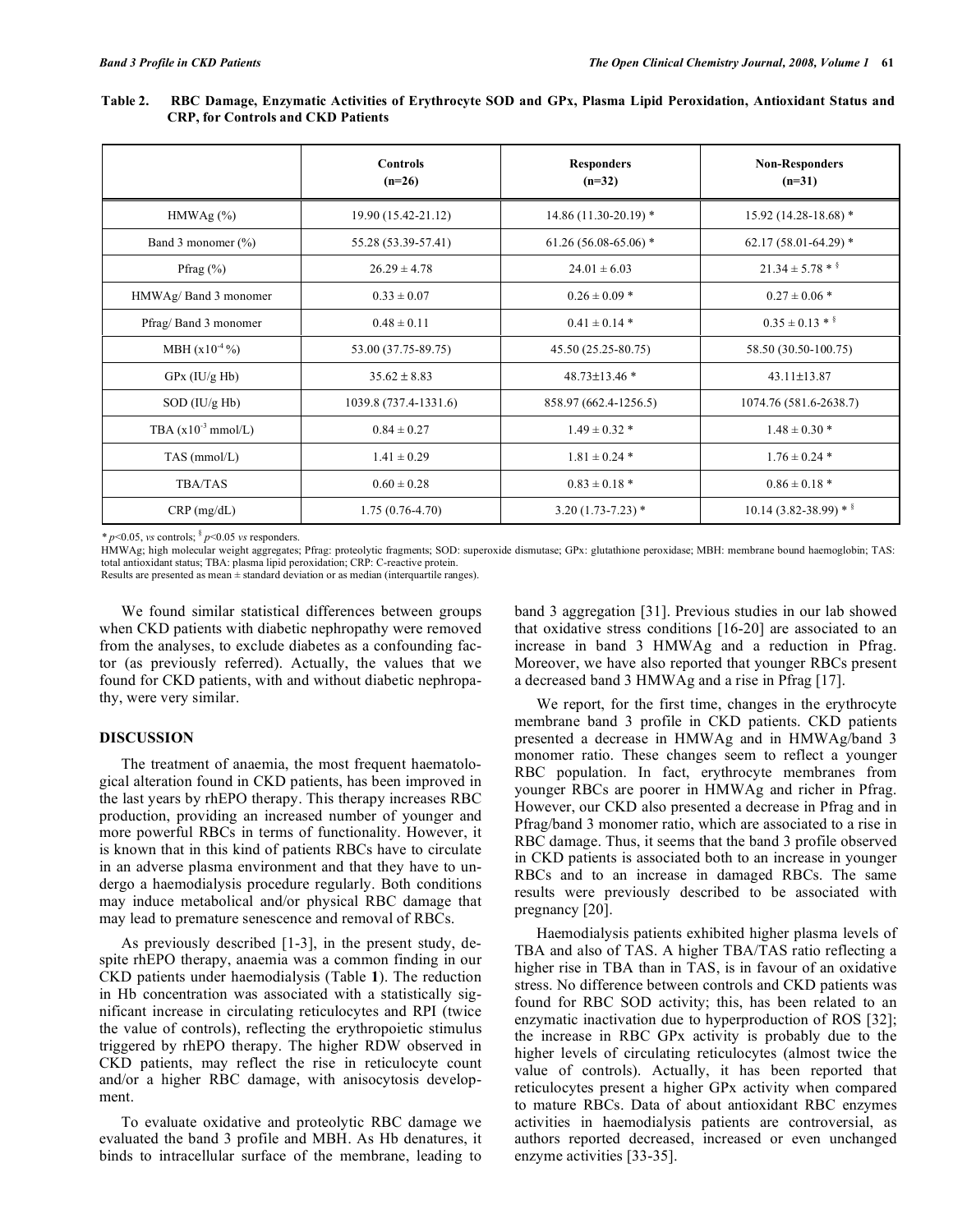**Table 2. RBC Damage, Enzymatic Activities of Erythrocyte SOD and GPx, Plasma Lipid Peroxidation, Antioxidant Status and CRP, for Controls and CKD Patients**

| | Controls (n=26) | Responders (n=32) | Non-Responders (n=31) |
|---|---|---|---|
| HMWAg (%) | 19.90 (15.42-21.12) | 14.86 (11.30-20.19) * | 15.92 (14.28-18.68) * |
| Band 3 monomer (%) | 55.28 (53.39-57.41) | 61.26 (56.08-65.06) * | 62.17 (58.01-64.29) * |
| Pfrag (%) | 26.29 ± 4.78 | 24.01 ± 6.03 | 21.34 ± 5.78 * § |
| HMWAg/ Band 3 monomer | 0.33 ± 0.07 | 0.26 ± 0.09 * | 0.27 ± 0.06 * |
| Pfrag/ Band 3 monomer | 0.48 ± 0.11 | 0.41 ± 0.14 * | 0.35 ± 0.13 * § |
| MBH ($x10^{-4}$ %) | 53.00 (37.75-89.75) | 45.50 (25.25-80.75) | 58.50 (30.50-100.75) |
| GPx (IU/g Hb) | 35.62 ± 8.83 | 48.73±13.46 * | 43.11±13.87 |
| SOD (IU/g Hb) | 1039.8 (737.4-1331.6) | 858.97 (662.4-1256.5) | 1074.76 (581.6-2638.7) |
| TBA ($x10^{-3}$ mmol/L) | 0.84 ± 0.27 | 1.49 ± 0.32 * | 1.48 ± 0.30 * |
| TAS (mmol/L) | 1.41 ± 0.29 | 1.81 ± 0.24 * | 1.76 ± 0.24 * |
| TBA/TAS | 0.60 ± 0.28 | 0.83 ± 0.18 * | 0.86 ± 0.18 * |
| CRP (mg/dL) | 1.75 (0.76-4.70) | 3.20 (1.73-7.23) * | 10.14 (3.82-38.99) * § |

* $p<0.05$, *vs* controls; § $p<0.05$ *vs* responders.

HMWAg; high molecular weight aggregates; Pfrag: proteolytic fragments; SOD: superoxide dismutase; GPx: glutathione peroxidase; MBH: membrane bound haemoglobin; TAS: total antioxidant status; TBA: plasma lipid peroxidation; CRP: C-reactive protein.

Results are presented as mean ± standard deviation or as median (interquartile ranges).

We found similar statistical differences between groups when CKD patients with diabetic nephropathy were removed from the analyses, to exclude diabetes as a confounding factor (as previously referred). Actually, the values that we found for CKD patients, with and without diabetic nephropathy, were very similar.

## DISCUSSION

The treatment of anaemia, the most frequent haematological alteration found in CKD patients, has been improved in the last years by rhEPO therapy. This therapy increases RBC production, providing an increased number of younger and more powerful RBCs in terms of functionality. However, it is known that in this kind of patients RBCs have to circulate in an adverse plasma environment and that they have to undergo a haemodialysis procedure regularly. Both conditions may induce metabolical and/or physical RBC damage that may lead to premature senescence and removal of RBCs.

As previously described [1-3], in the present study, despite rhEPO therapy, anaemia was a common finding in our CKD patients under haemodialysis (Table **1**). The reduction in Hb concentration was associated with a statistically significant increase in circulating reticulocytes and RPI (twice the value of controls), reflecting the erythropoietic stimulus triggered by rhEPO therapy. The higher RDW observed in CKD patients, may reflect the rise in reticulocyte count and/or a higher RBC damage, with anisocytosis development.

To evaluate oxidative and proteolytic RBC damage we evaluated the band 3 profile and MBH. As Hb denatures, it binds to intracellular surface of the membrane, leading to band 3 aggregation [31]. Previous studies in our lab showed that oxidative stress conditions [16-20] are associated to an increase in band 3 HMWAg and a reduction in Pfrag. Moreover, we have also reported that younger RBCs present a decreased band 3 HMWAg and a rise in Pfrag [17].

We report, for the first time, changes in the erythrocyte membrane band 3 profile in CKD patients. CKD patients presented a decrease in HMWAg and in HMWAg/band 3 monomer ratio. These changes seem to reflect a younger RBC population. In fact, erythrocyte membranes from younger RBCs are poorer in HMWAg and richer in Pfrag. However, our CKD also presented a decrease in Pfrag and in Pfrag/band 3 monomer ratio, which are associated to a rise in RBC damage. Thus, it seems that the band 3 profile observed in CKD patients is associated both to an increase in younger RBCs and to an increase in damaged RBCs. The same results were previously described to be associated with pregnancy [20].

Haemodialysis patients exhibited higher plasma levels of TBA and also of TAS. A higher TBA/TAS ratio reflecting a higher rise in TBA than in TAS, is in favour of an oxidative stress. No difference between controls and CKD patients was found for RBC SOD activity; this, has been related to an enzymatic inactivation due to hyperproduction of ROS [32]; the increase in RBC GPx activity is probably due to the higher levels of circulating reticulocytes (almost twice the value of controls). Actually, it has been reported that reticulocytes present a higher GPx activity when compared to mature RBCs. Data of about antioxidant RBC enzymes activities in haemodialysis patients are controversial, as authors reported decreased, increased or even unchanged enzyme activities [33-35].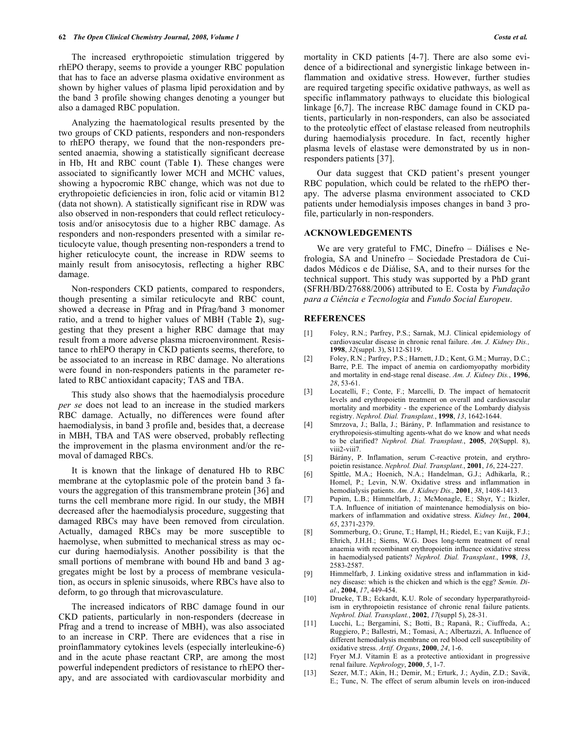The increased erythropoietic stimulation triggered by rhEPO therapy, seems to provide a younger RBC population that has to face an adverse plasma oxidative environment as shown by higher values of plasma lipid peroxidation and by the band 3 profile showing changes denoting a younger but also a damaged RBC population.

Analyzing the haematological results presented by the two groups of CKD patients, responders and non-responders to rhEPO therapy, we found that the non-responders presented anaemia, showing a statistically significant decrease in Hb, Ht and RBC count (Table **1**). These changes were associated to significantly lower MCH and MCHC values, showing a hypocromic RBC change, which was not due to erythropoietic deficiencies in iron, folic acid or vitamin B12 (data not shown). A statistically significant rise in RDW was also observed in non-responders that could reflect reticulocytosis and/or anisocytosis due to a higher RBC damage. As responders and non-responders presented with a similar reticulocyte value, though presenting non-responders a trend to higher reticulocyte count, the increase in RDW seems to mainly result from anisocytosis, reflecting a higher RBC damage.

Non-responders CKD patients, compared to responders, though presenting a similar reticulocyte and RBC count, showed a decrease in Pfrag and in Pfrag/band 3 monomer ratio, and a trend to higher values of MBH (Table **2**), suggesting that they present a higher RBC damage that may result from a more adverse plasma microenvironment. Resistance to rhEPO therapy in CKD patients seems, therefore, to be associated to an increase in RBC damage. No alterations were found in non-responders patients in the parameter related to RBC antioxidant capacity; TAS and TBA.

This study also shows that the haemodialysis procedure *per se* does not lead to an increase in the studied markers RBC damage. Actually, no differences were found after haemodialysis, in band 3 profile and, besides that, a decrease in MBH, TBA and TAS were observed, probably reflecting the improvement in the plasma environment and/or the removal of damaged RBCs.

It is known that the linkage of denatured Hb to RBC membrane at the cytoplasmic pole of the protein band 3 favours the aggregation of this transmembrane protein [36] and turns the cell membrane more rigid. In our study, the MBH decreased after the haemodialysis procedure, suggesting that damaged RBCs may have been removed from circulation. Actually, damaged RBCs may be more susceptible to haemolyse, when submitted to mechanical stress as may occur during haemodialysis. Another possibility is that the small portions of membrane with bound Hb and band 3 aggregates might be lost by a process of membrane vesiculation, as occurs in splenic sinusoids, where RBCs have also to deform, to go through that microvasculature.

The increased indicators of RBC damage found in our CKD patients, particularly in non-responders (decrease in Pfrag and a trend to increase of MBH), was also associated to an increase in CRP. There are evidences that a rise in proinflammatory cytokines levels (especially interleukine-6) and in the acute phase reactant CRP, are among the most powerful independent predictors of resistance to rhEPO therapy, and are associated with cardiovascular morbidity and mortality in CKD patients [4-7]. There are also some evidence of a bidirectional and synergistic linkage between inflammation and oxidative stress. However, further studies are required targeting specific oxidative pathways, as well as specific inflammatory pathways to elucidate this biological linkage [6,7]. The increase RBC damage found in CKD patients, particularly in non-responders, can also be associated to the proteolytic effect of elastase released from neutrophils during haemodialysis procedure. In fact, recently higher plasma levels of elastase were demonstrated by us in non-responders patients [37].

Our data suggest that CKD patient's present younger RBC population, which could be related to the rhEPO therapy. The adverse plasma environment associated to CKD patients under hemodialysis imposes changes in band 3 profile, particularly in non-responders.

## ACKNOWLEDGEMENTS

We are very grateful to FMC, Dinefro – Diálises e Nefrologia, SA and Uninefro – Sociedade Prestadora de Cuidados Médicos e de Diálise, SA, and to their nurses for the technical support. This study was supported by a PhD grant (SFRH/BD/27688/2006) attributed to E. Costa by *Fundação para a Ciência e Tecnologia* and *Fundo Social Europeu*.

## REFERENCES

[1] Foley, R.N.; Parfrey, P.S.; Sarnak, M.J. Clinical epidemiology of cardiovascular disease in chronic renal failure. *Am. J. Kidney Dis.,* **1998**, *32*(suppl. 3), S112-S119.

[2] Foley, R.N.; Parfrey, P.S.; Harnett, J.D.; Kent, G.M.; Murray, D.C.; Barre, P.E. The impact of anemia on cardiomyopathy morbidity and mortality in end-stage renal disease. *Am. J. Kidney Dis.*, **1996**, *28*, 53-61.

[3] Locatelli, F.; Conte, F.; Marcelli, D. The impact of hematocrit levels and erythropoietin treatment on overall and cardiovascular mortality and morbidity - the experience of the Lombardy dialysis registry. *Nephrol. Dial. Transplant.*, **1998**, *13*, 1642-1644.

[4] Smrzova, J.; Balla, J.; Bárány, P. Inflammation and resistance to erythropoiesis-stimulting agents-what do we know and what needs to be clarified? *Nephrol. Dial. Transplant.*, **2005**, *20*(Suppl. 8), viii2-viii7.

[5] Bárány, P. Inflamation, serum C-reactive protein, and erythropoietin resistance. *Nephrol. Dial. Transplant.*, **2001**, *16*, 224-227.

[6] Spittle, M.A.; Hoenich, N.A.; Handelman, G.J.; Adhikarla, R.; Homel, P.; Levin, N.W. Oxidative stress and inflammation in hemodialysis patients. *Am. J. Kidney Dis.,* **2001**, *38*, 1408-1413.

[7] Pupim, L.B.; Himmelfarb, J.; McMonagle, E.; Shyr, Y.; Ikizler, T.A. Influence of initiation of maintenance hemodialysis on biomarkers of inflammation and oxidative stress. *Kidney Int.*, **2004**, *65*, 2371-2379.

[8] Sommerburg, O.; Grune, T.; Hampl, H.; Riedel, E.; van Kuijk, F.J.; Ehrich, J.H.H.; Siems, W.G. Does long-term treatment of renal anaemia with recombinant erythropoietin influence oxidative stress in haemodialysed patients? *Nephrol. Dial. Transplant.*, **1998**, *13*, 2583-2587.

[9] Himmelfarb, J. Linking oxidative stress and inflammation in kidney disease: which is the chicken and which is the egg? *Semin. Dial.*, **2004**, *17*, 449-454.

[10] Drueke, T.B.; Eckardt, K.U. Role of secondary hyperparathyroidism in erythropoietin resistance of chronic renal failure patients. *Nephrol. Dial. Transplant.*, **2002**, *17*(suppl 5), 28-31.

[11] Lucchi, L.; Bergamini, S.; Botti, B.; Rapanà, R.; Ciuffreda, A.; Ruggiero, P.; Ballestri, M.; Tomasi, A.; Albertazzi, A. Influence of different hemodialysis membrane on red blood cell susceptibility of oxidative stress. *Artif. Organs*, **2000**, *24*, 1-6.

[12] Fryer M.J. Vitamin E as a protective antioxidant in progressive renal failure. *Nephrology*, **2000**, *5*, 1-7.

[13] Sezer, M.T.; Akin, H.; Demir, M.; Erturk, J.; Aydin, Z.D.; Savik, E.; Tunc, N. The effect of serum albumin levels on iron-induced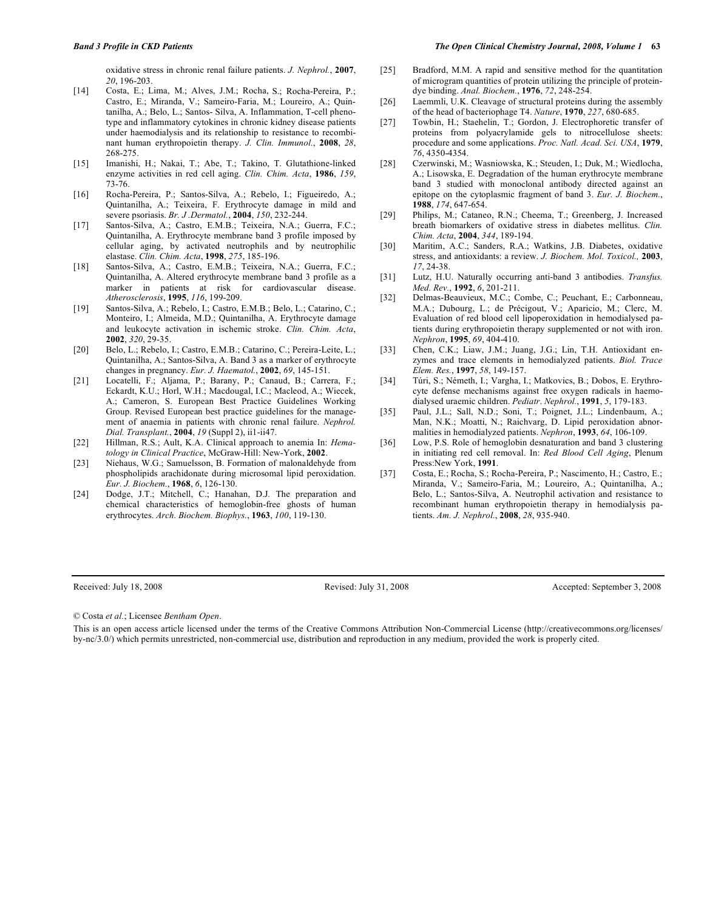oxidative stress in chronic renal failure patients. *J. Nephrol.*, **2007**, *20*, 196-203.

[14] Costa, E.; Lima, M.; Alves, J.M.; Rocha, S.; Rocha-Pereira, P.; Castro, E.; Miranda, V.; Sameiro-Faria, M.; Loureiro, A.; Quintanilha, A.; Belo, L.; Santos- Silva, A. Inflammation, T-cell phenotype and inflammatory cytokines in chronic kidney disease patients under haemodialysis and its relationship to resistance to recombinant human erythropoietin therapy. *J. Clin. Immunol.*, **2008**, *28*, 268-275.

[15] Imanishi, H.; Nakai, T.; Abe, T.; Takino, T. Glutathione-linked enzyme activities in red cell aging. *Clin. Chim. Acta*, **1986**, *159*, 73-76.

[16] Rocha-Pereira, P.; Santos-Silva, A.; Rebelo, I.; Figueiredo, A.; Quintanilha, A.; Teixeira, F. Erythrocyte damage in mild and severe psoriasis. *Br. J .Dermatol.*, **2004**, *150*, 232-244.

[17] Santos-Silva, A.; Castro, E.M.B.; Teixeira, N.A.; Guerra, F.C.; Quintanilha, A. Erythrocyte membrane band 3 profile imposed by cellular aging, by activated neutrophils and by neutrophilic elastase. *Clin. Chim. Acta*, **1998**, *275*, 185-196.

[18] Santos-Silva, A.; Castro, E.M.B.; Teixeira, N.A.; Guerra, F.C.; Quintanilha, A. Altered erythrocyte membrane band 3 profile as a marker in patients at risk for cardiovascular disease. *Atherosclerosis*, **1995**, *116*, 199-209.

[19] Santos-Silva, A.; Rebelo, I.; Castro, E.M.B.; Belo, L.; Catarino, C.; Monteiro, I.; Almeida, M.D.; Quintanilha, A. Erythrocyte damage and leukocyte activation in ischemic stroke. *Clin. Chim. Acta*, **2002**, *320*, 29-35.

[20] Belo, L.; Rebelo, I.; Castro, E.M.B.; Catarino, C.; Pereira-Leite, L.; Quintanilha, A.; Santos-Silva, A. Band 3 as a marker of erythrocyte changes in pregnancy. *Eur. J. Haematol.*, **2002**, *69*, 145-151.

[21] Locatelli, F.; Aljama, P.; Barany, P.; Canaud, B.; Carrera, F.; Eckardt, K.U.; Horl, W.H.; Macdougal, I.C.; Macleod, A.; Wiecek, A.; Cameron, S. European Best Practice Guidelines Working Group. Revised European best practice guidelines for the management of anaemia in patients with chronic renal failure. *Nephrol. Dial. Transplant.*, **2004**, *19* (Suppl 2), ii1-ii47.

[22] Hillman, R.S.; Ault, K.A. Clinical approach to anemia In: *Hematology in Clinical Practice*, McGraw-Hill: New-York, **2002**.

[23] Niehaus, W.G.; Samuelsson, B. Formation of malonaldehyde from phospholipids arachidonate during microsomal lipid peroxidation. *Eur. J. Biochem.*, **1968**, *6*, 126-130.

[24] Dodge, J.T.; Mitchell, C.; Hanahan, D.J. The preparation and chemical characteristics of hemoglobin-free ghosts of human erythrocytes. *Arch. Biochem. Biophys.*, **1963**, *100*, 119-130.

[25] Bradford, M.M. A rapid and sensitive method for the quantitation of microgram quantities of protein utilizing the principle of protein-dye binding. *Anal. Biochem.*, **1976**, *72*, 248-254.

[26] Laemmli, U.K. Cleavage of structural proteins during the assembly of the head of bacteriophage T4. *Nature*, **1970**, *227*, 680-685.

[27] Towbin, H.; Staehelin, T.; Gordon, J. Electrophoretic transfer of proteins from polyacrylamide gels to nitrocellulose sheets: procedure and some applications. *Proc. Natl. Acad. Sci. USA*, **1979**, *76*, 4350-4354.

[28] Czerwinski, M.; Wasniowska, K.; Steuden, I.; Duk, M.; Wiedlocha, A.; Lisowska, E. Degradation of the human erythrocyte membrane band 3 studied with monoclonal antibody directed against an epitope on the cytoplasmic fragment of band 3. *Eur. J. Biochem.*, **1988**, *174*, 647-654.

[29] Philips, M.; Cataneo, R.N.; Cheema, T.; Greenberg, J. Increased breath biomarkers of oxidative stress in diabetes mellitus. *Clin. Chim. Acta*, **2004**, *344*, 189-194.

[30] Maritim, A.C.; Sanders, R.A.; Watkins, J.B. Diabetes, oxidative stress, and antioxidants: a review. *J. Biochem. Mol. Toxicol.,* **2003**, *17*, 24-38.

[31] Lutz, H.U. Naturally occurring anti-band 3 antibodies. *Transfus. Med. Rev.*, **1992**, *6*, 201-211.

[32] Delmas-Beauvieux, M.C.; Combe, C.; Peuchant, E.; Carbonneau, M.A.; Dubourg, L.; de Précigout, V.; Aparicio, M.; Clerc, M. Evaluation of red blood cell lipoperoxidation in hemodialysed patients during erythropoietin therapy supplemented or not with iron. *Nephron*, **1995**, *69*, 404-410.

[33] Chen, C.K.; Liaw, J.M.; Juang, J.G.; Lin, T.H. Antioxidant enzymes and trace elements in hemodialyzed patients. *Biol. Trace Elem. Res.*, **1997**, *58*, 149-157.

[34] Túri, S.; Németh, I.; Vargha, I.; Matkovics, B.; Dobos, E. Erythrocyte defense mechanisms against free oxygen radicals in haemodialysed uraemic children. *Pediatr. Nephrol.*, **1991**, *5*, 179-183.

[35] Paul, J.L.; Sall, N.D.; Soni, T.; Poignet, J.L.; Lindenbaum, A.; Man, N.K.; Moatti, N.; Raichvarg, D. Lipid peroxidation abnormalities in hemodialyzed patients. *Nephron*, **1993**, *64*, 106-109.

[36] Low, P.S. Role of hemoglobin desnaturation and band 3 clustering in initiating red cell removal. In: *Red Blood Cell Aging*, Plenum Press:New York, **1991**.

[37] Costa, E.; Rocha, S.; Rocha-Pereira, P.; Nascimento, H.; Castro, E.; Miranda, V.; Sameiro-Faria, M.; Loureiro, A.; Quintanilha, A.; Belo, L.; Santos-Silva, A. Neutrophil activation and resistance to recombinant human erythropoietin therapy in hemodialysis patients. *Am. J. Nephrol.*, **2008**, *28*, 935-940.

Received: July 18, 2008 Revised: July 31, 2008 Accepted: September 3, 2008

© Costa *et al.*; Licensee *Bentham Open*.

This is an open access article licensed under the terms of the Creative Commons Attribution Non-Commercial License (http://creativecommons.org/licenses/by-nc/3.0/) which permits unrestricted, non-commercial use, distribution and reproduction in any medium, provided the work is properly cited.